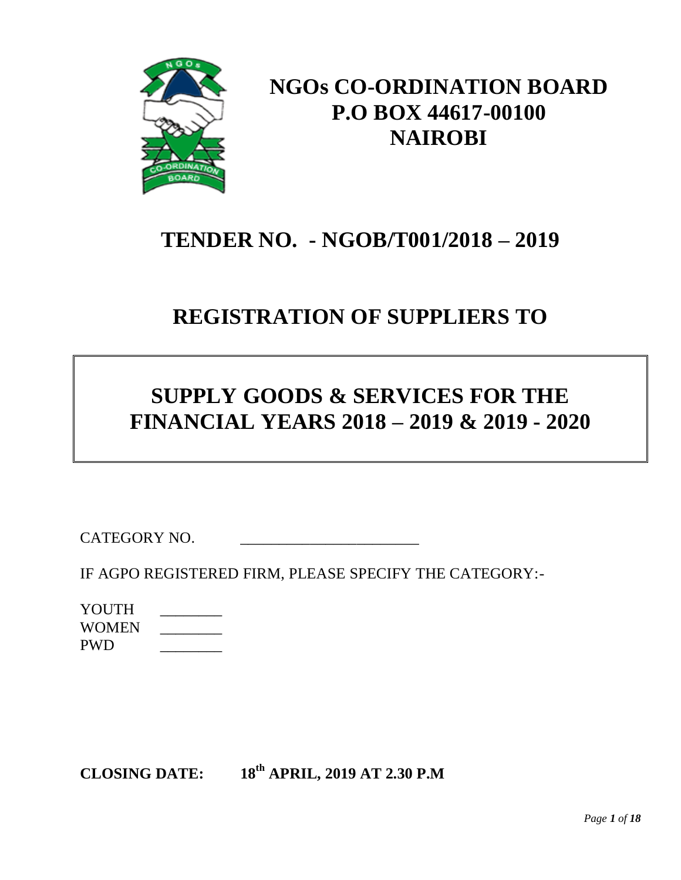# NGOs CO-ORDINATION BOARD
# P.O BOX 44617-00100
# NAIROBI

# TENDER NO. - NGOB/T001/2018 – 2019

# REGISTRATION OF SUPPLIERS TO

# SUPPLY GOODS & SERVICES FOR THE FINANCIAL YEARS 2018 – 2019 & 2019 - 2020

CATEGORY NO. ________________________

IF AGPO REGISTERED FIRM, PLEASE SPECIFY THE CATEGORY:-

YOUTH ________
WOMEN ________
PWD ________

**CLOSING DATE: 18th APRIL, 2019 AT 2.30 P.M**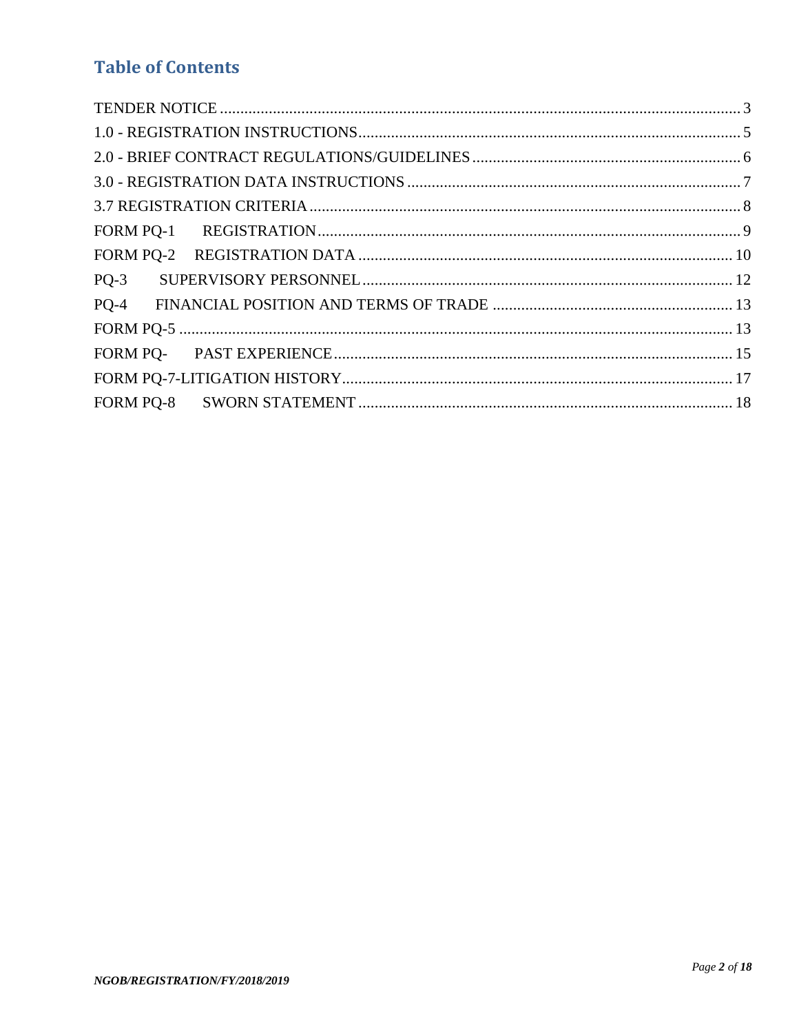# Table of Contents

TENDER NOTICE ........ 3

1.0 - REGISTRATION INSTRUCTIONS ........ 5

2.0 - BRIEF CONTRACT REGULATIONS/GUIDELINES ........ 6

3.0 - REGISTRATION DATA INSTRUCTIONS ........ 7

3.7 REGISTRATION CRITERIA ........ 8

FORM PQ-1 REGISTRATION ........ 9

FORM PQ-2 REGISTRATION DATA ........ 10

PQ-3 SUPERVISORY PERSONNEL ........ 12

PQ-4 FINANCIAL POSITION AND TERMS OF TRADE ........ 13

FORM PQ-5 ........ 13

FORM PQ- PAST EXPERIENCE ........ 15

FORM PQ-7-LITIGATION HISTORY ........ 17

FORM PQ-8 SWORN STATEMENT ........ 18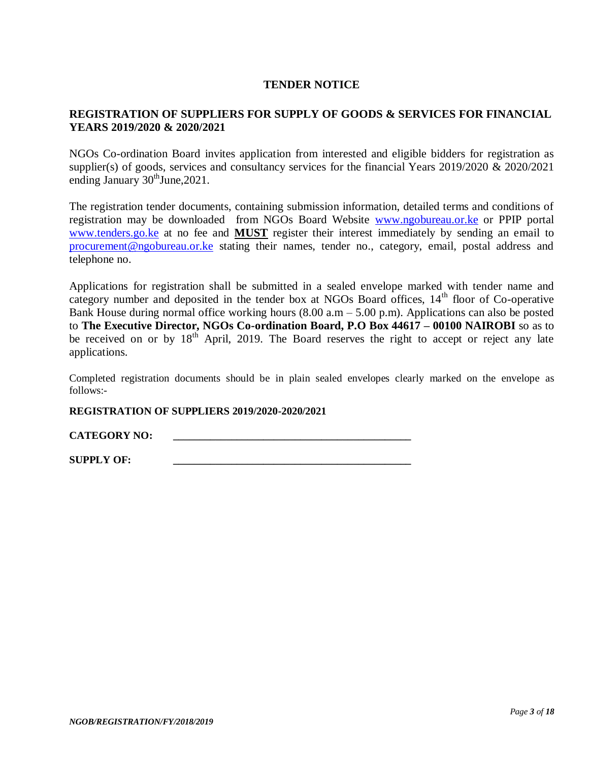# TENDER NOTICE

## REGISTRATION OF SUPPLIERS FOR SUPPLY OF GOODS & SERVICES FOR FINANCIAL YEARS 2019/2020 & 2020/2021

NGOs Co-ordination Board invites application from interested and eligible bidders for registration as supplier(s) of goods, services and consultancy services for the financial Years 2019/2020 & 2020/2021 ending January 30th June,2021.

The registration tender documents, containing submission information, detailed terms and conditions of registration may be downloaded from NGOs Board Website www.ngobureau.or.ke or PPIP portal www.tenders.go.ke at no fee and **MUST** register their interest immediately by sending an email to procurement@ngobureau.or.ke stating their names, tender no., category, email, postal address and telephone no.

Applications for registration shall be submitted in a sealed envelope marked with tender name and category number and deposited in the tender box at NGOs Board offices, 14th floor of Co-operative Bank House during normal office working hours (8.00 a.m – 5.00 p.m). Applications can also be posted to **The Executive Director, NGOs Co-ordination Board, P.O Box 44617 – 00100 NAIROBI** so as to be received on or by 18th April, 2019. The Board reserves the right to accept or reject any late applications.

Completed registration documents should be in plain sealed envelopes clearly marked on the envelope as follows:-

**REGISTRATION OF SUPPLIERS 2019/2020-2020/2021**

**CATEGORY NO:** ____________________________________________

**SUPPLY OF:** ____________________________________________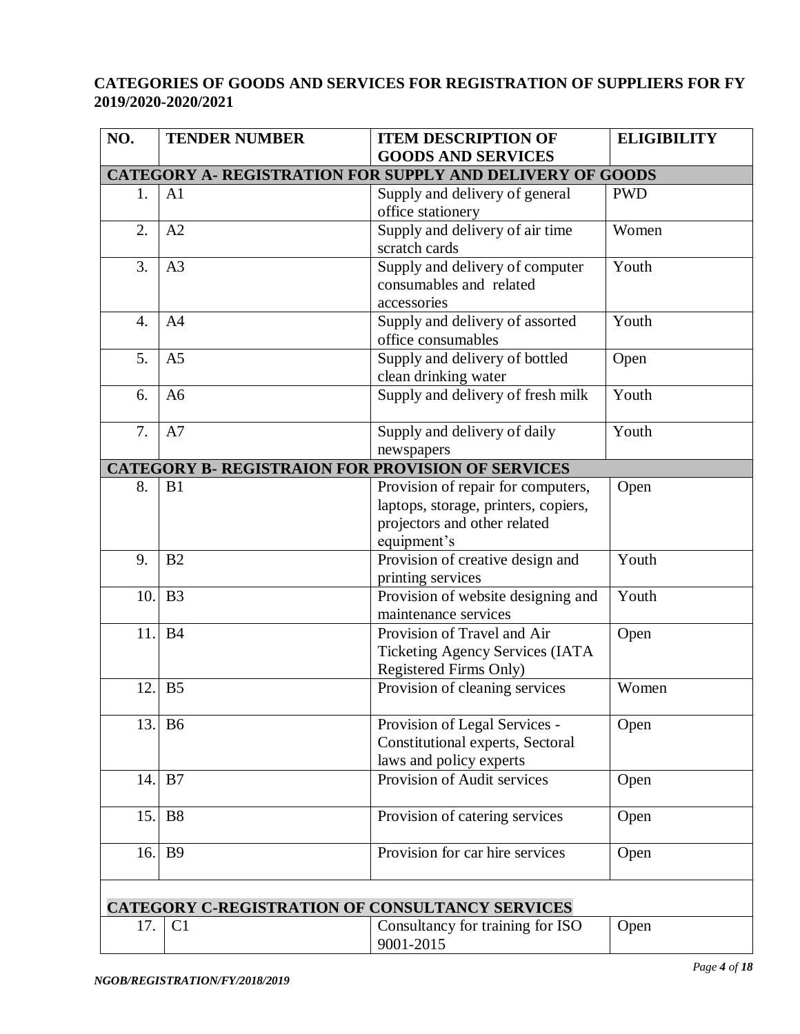## CATEGORIES OF GOODS AND SERVICES FOR REGISTRATION OF SUPPLIERS FOR FY 2019/2020-2020/2021

| NO. | TENDER NUMBER | ITEM DESCRIPTION OF GOODS AND SERVICES | ELIGIBILITY |
|---|---|---|---|
| **CATEGORY A- REGISTRATION FOR SUPPLY AND DELIVERY OF GOODS** | | | |
| 1. | A1 | Supply and delivery of general office stationery | PWD |
| 2. | A2 | Supply and delivery of air time scratch cards | Women |
| 3. | A3 | Supply and delivery of computer consumables and related accessories | Youth |
| 4. | A4 | Supply and delivery of assorted office consumables | Youth |
| 5. | A5 | Supply and delivery of bottled clean drinking water | Open |
| 6. | A6 | Supply and delivery of fresh milk | Youth |
| 7. | A7 | Supply and delivery of daily newspapers | Youth |
| **CATEGORY B- REGISTRAION FOR PROVISION OF SERVICES** | | | |
| 8. | B1 | Provision of repair for computers, laptops, storage, printers, copiers, projectors and other related equipment's | Open |
| 9. | B2 | Provision of creative design and printing services | Youth |
| 10. | B3 | Provision of website designing and maintenance services | Youth |
| 11. | B4 | Provision of Travel and Air Ticketing Agency Services (IATA Registered Firms Only) | Open |
| 12. | B5 | Provision of cleaning services | Women |
| 13. | B6 | Provision of Legal Services - Constitutional experts, Sectoral laws and policy experts | Open |
| 14. | B7 | Provision of Audit services | Open |
| 15. | B8 | Provision of catering services | Open |
| 16. | B9 | Provision for car hire services | Open |
| **CATEGORY C-REGISTRATION OF CONSULTANCY SERVICES** | | | |
| 17. | C1 | Consultancy for training for ISO 9001-2015 | Open |

*NGOB/REGISTRATION/FY/2018/2019*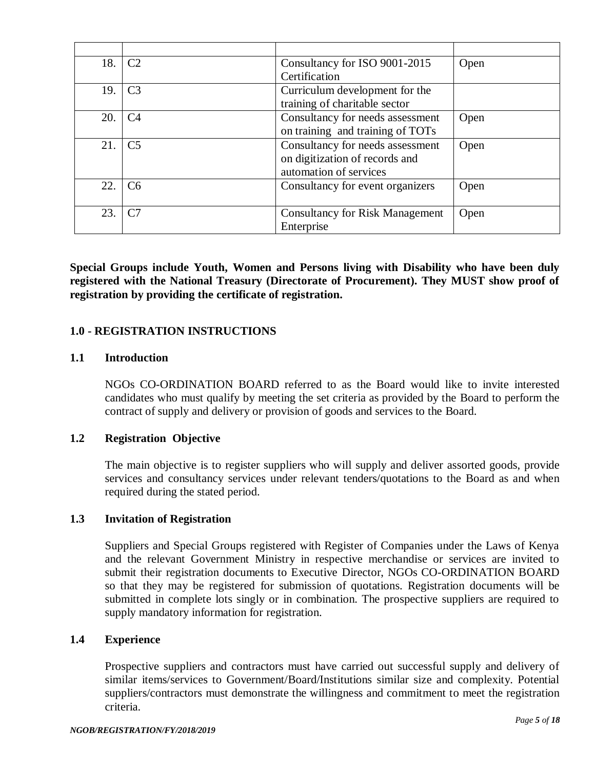| | | | |
|---|---|---|---|
| 18. | C2 | Consultancy for ISO 9001-2015 Certification | Open |
| 19. | C3 | Curriculum development for the training of charitable sector | |
| 20. | C4 | Consultancy for needs assessment on training and training of TOTs | Open |
| 21. | C5 | Consultancy for needs assessment on digitization of records and automation of services | Open |
| 22. | C6 | Consultancy for event organizers | Open |
| 23. | C7 | Consultancy for Risk Management Enterprise | Open |

**Special Groups include Youth, Women and Persons living with Disability who have been duly registered with the National Treasury (Directorate of Procurement). They MUST show proof of registration by providing the certificate of registration.**

## 1.0 - REGISTRATION INSTRUCTIONS

### 1.1 Introduction

NGOs CO-ORDINATION BOARD referred to as the Board would like to invite interested candidates who must qualify by meeting the set criteria as provided by the Board to perform the contract of supply and delivery or provision of goods and services to the Board.

### 1.2 Registration Objective

The main objective is to register suppliers who will supply and deliver assorted goods, provide services and consultancy services under relevant tenders/quotations to the Board as and when required during the stated period.

### 1.3 Invitation of Registration

Suppliers and Special Groups registered with Register of Companies under the Laws of Kenya and the relevant Government Ministry in respective merchandise or services are invited to submit their registration documents to Executive Director, NGOs CO-ORDINATION BOARD so that they may be registered for submission of quotations. Registration documents will be submitted in complete lots singly or in combination. The prospective suppliers are required to supply mandatory information for registration.

### 1.4 Experience

Prospective suppliers and contractors must have carried out successful supply and delivery of similar items/services to Government/Board/Institutions similar size and complexity. Potential suppliers/contractors must demonstrate the willingness and commitment to meet the registration criteria.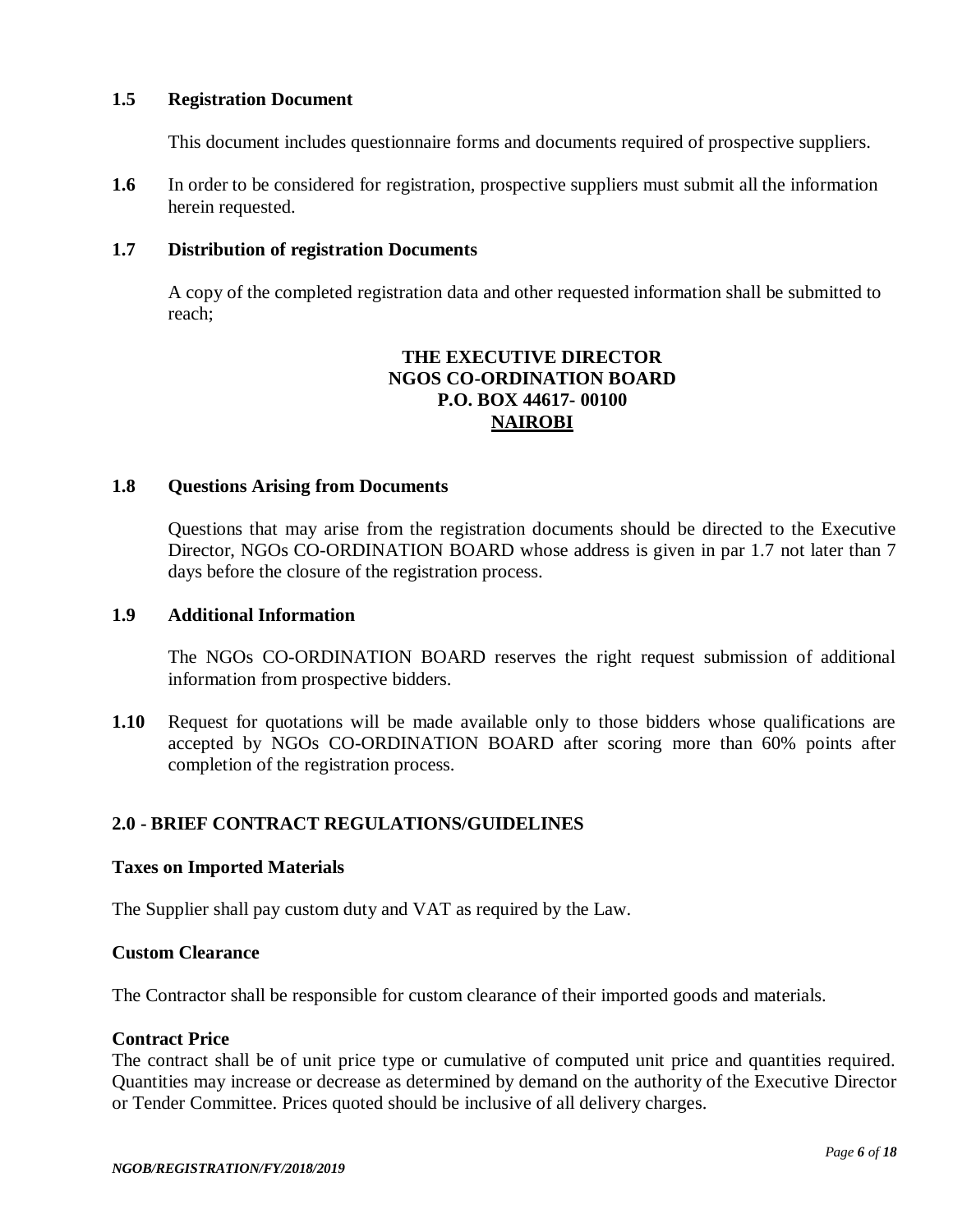**1.5 Registration Document**

This document includes questionnaire forms and documents required of prospective suppliers.

**1.6** In order to be considered for registration, prospective suppliers must submit all the information herein requested.

**1.7 Distribution of registration Documents**

A copy of the completed registration data and other requested information shall be submitted to reach;

**THE EXECUTIVE DIRECTOR**
**NGOS CO-ORDINATION BOARD**
**P.O. BOX 44617- 00100**
**NAIROBI**

**1.8 Questions Arising from Documents**

Questions that may arise from the registration documents should be directed to the Executive Director, NGOs CO-ORDINATION BOARD whose address is given in par 1.7 not later than 7 days before the closure of the registration process.

**1.9 Additional Information**

The NGOs CO-ORDINATION BOARD reserves the right request submission of additional information from prospective bidders.

**1.10** Request for quotations will be made available only to those bidders whose qualifications are accepted by NGOs CO-ORDINATION BOARD after scoring more than 60% points after completion of the registration process.

## 2.0 - BRIEF CONTRACT REGULATIONS/GUIDELINES

**Taxes on Imported Materials**

The Supplier shall pay custom duty and VAT as required by the Law.

**Custom Clearance**

The Contractor shall be responsible for custom clearance of their imported goods and materials.

**Contract Price**

The contract shall be of unit price type or cumulative of computed unit price and quantities required. Quantities may increase or decrease as determined by demand on the authority of the Executive Director or Tender Committee. Prices quoted should be inclusive of all delivery charges.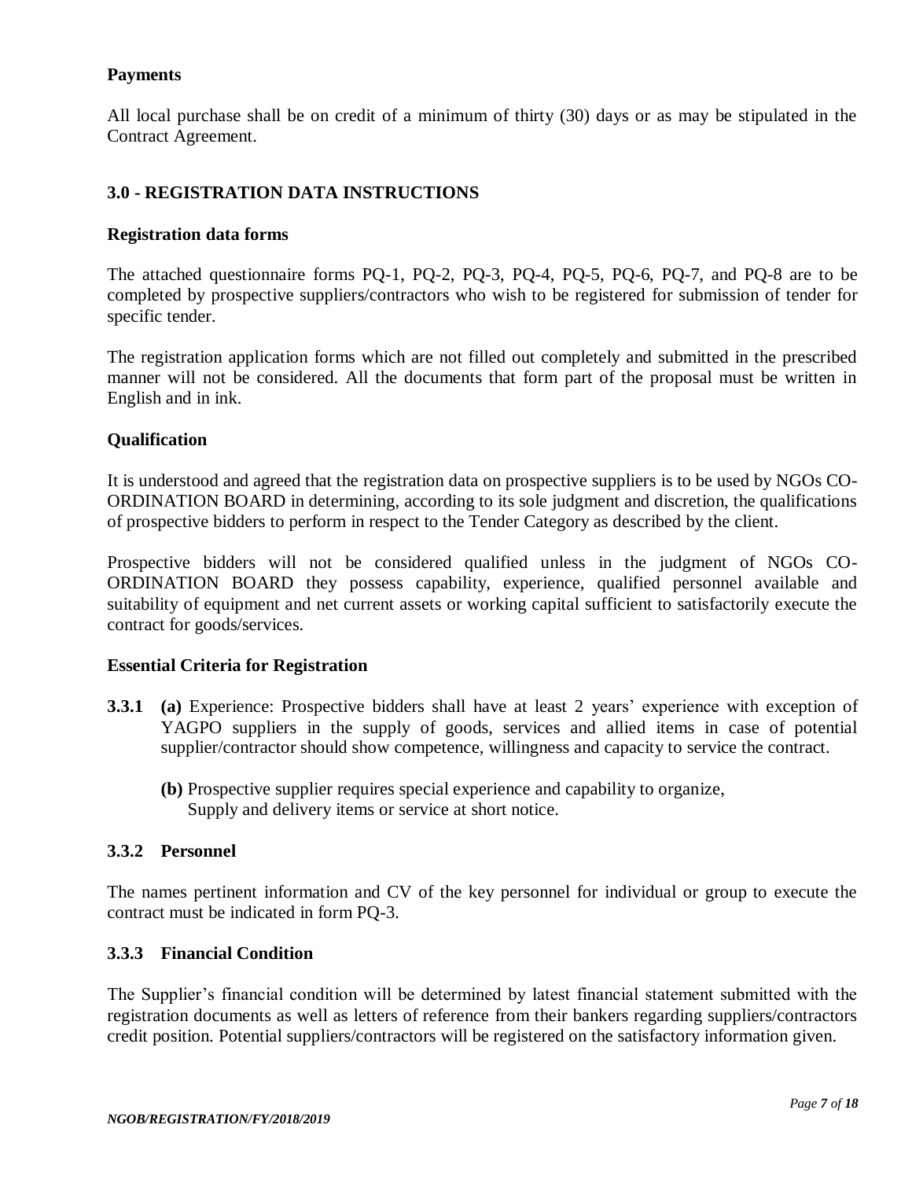**Payments**

All local purchase shall be on credit of a minimum of thirty (30) days or as may be stipulated in the Contract Agreement.

## 3.0 - REGISTRATION DATA INSTRUCTIONS

**Registration data forms**

The attached questionnaire forms PQ-1, PQ-2, PQ-3, PQ-4, PQ-5, PQ-6, PQ-7, and PQ-8 are to be completed by prospective suppliers/contractors who wish to be registered for submission of tender for specific tender.

The registration application forms which are not filled out completely and submitted in the prescribed manner will not be considered. All the documents that form part of the proposal must be written in English and in ink.

**Qualification**

It is understood and agreed that the registration data on prospective suppliers is to be used by NGOs CO-ORDINATION BOARD in determining, according to its sole judgment and discretion, the qualifications of prospective bidders to perform in respect to the Tender Category as described by the client.

Prospective bidders will not be considered qualified unless in the judgment of NGOs CO-ORDINATION BOARD they possess capability, experience, qualified personnel available and suitability of equipment and net current assets or working capital sufficient to satisfactorily execute the contract for goods/services.

**Essential Criteria for Registration**

**3.3.1** **(a)** Experience: Prospective bidders shall have at least 2 years' experience with exception of YAGPO suppliers in the supply of goods, services and allied items in case of potential supplier/contractor should show competence, willingness and capacity to service the contract.

**(b)** Prospective supplier requires special experience and capability to organize, Supply and delivery items or service at short notice.

**3.3.2 Personnel**

The names pertinent information and CV of the key personnel for individual or group to execute the contract must be indicated in form PQ-3.

**3.3.3 Financial Condition**

The Supplier's financial condition will be determined by latest financial statement submitted with the registration documents as well as letters of reference from their bankers regarding suppliers/contractors credit position. Potential suppliers/contractors will be registered on the satisfactory information given.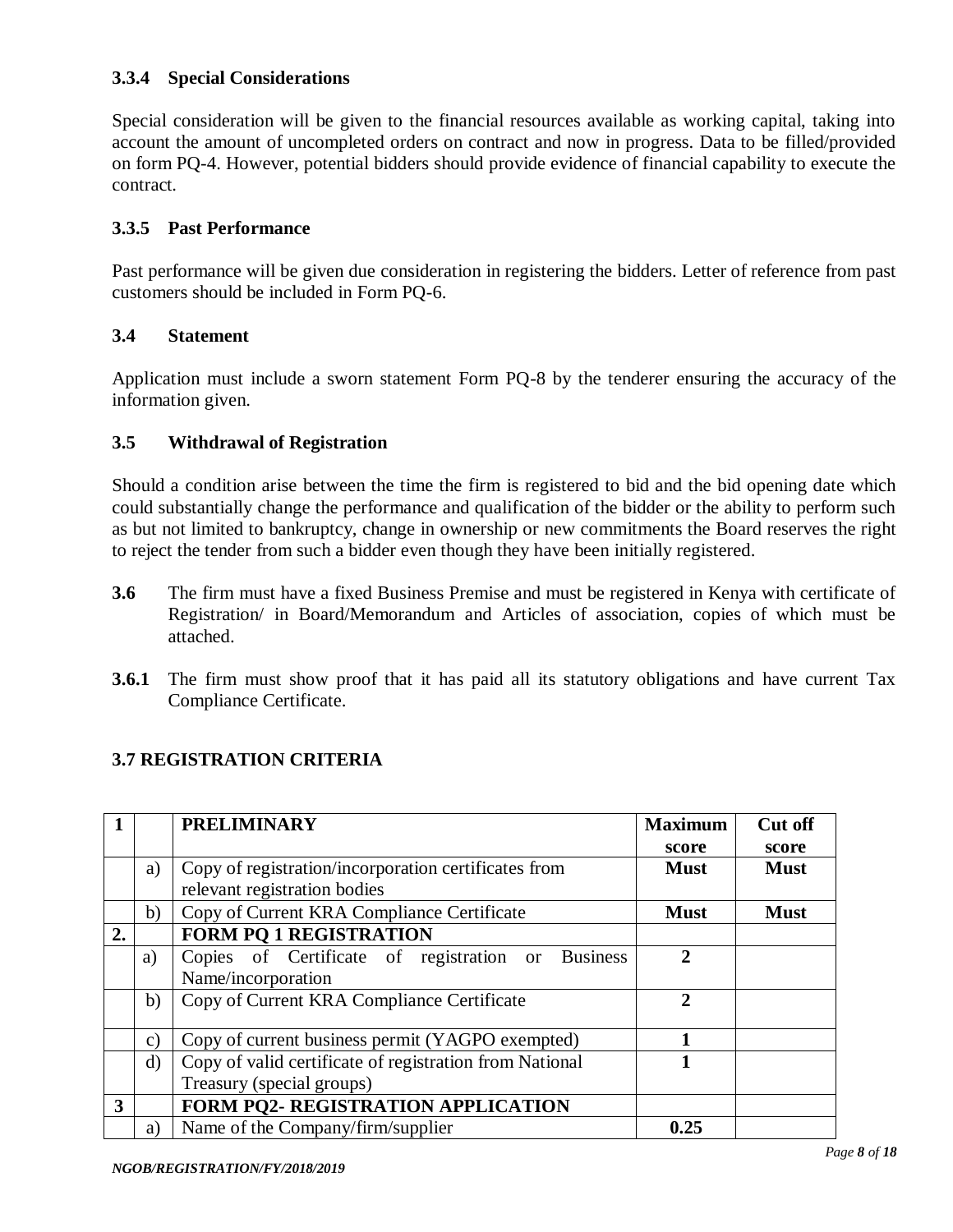### 3.3.4 Special Considerations

Special consideration will be given to the financial resources available as working capital, taking into account the amount of uncompleted orders on contract and now in progress. Data to be filled/provided on form PQ-4. However, potential bidders should provide evidence of financial capability to execute the contract.

### 3.3.5 Past Performance

Past performance will be given due consideration in registering the bidders. Letter of reference from past customers should be included in Form PQ-6.

### 3.4 Statement

Application must include a sworn statement Form PQ-8 by the tenderer ensuring the accuracy of the information given.

### 3.5 Withdrawal of Registration

Should a condition arise between the time the firm is registered to bid and the bid opening date which could substantially change the performance and qualification of the bidder or the ability to perform such as but not limited to bankruptcy, change in ownership or new commitments the Board reserves the right to reject the tender from such a bidder even though they have been initially registered.

**3.6** The firm must have a fixed Business Premise and must be registered in Kenya with certificate of Registration/ in Board/Memorandum and Articles of association, copies of which must be attached.

**3.6.1** The firm must show proof that it has paid all its statutory obligations and have current Tax Compliance Certificate.

### 3.7 REGISTRATION CRITERIA

| **1** | | **PRELIMINARY** | **Maximum score** | **Cut off score** |
|---|---|---|---|---|
| | a) | Copy of registration/incorporation certificates from relevant registration bodies | **Must** | **Must** |
| | b) | Copy of Current KRA Compliance Certificate | **Must** | **Must** |
| **2.** | | **FORM PQ 1 REGISTRATION** | | |
| | a) | Copies of Certificate of registration or Business Name/incorporation | **2** | |
| | b) | Copy of Current KRA Compliance Certificate | **2** | |
| | c) | Copy of current business permit (YAGPO exempted) | **1** | |
| | d) | Copy of valid certificate of registration from National Treasury (special groups) | **1** | |
| **3** | | **FORM PQ2- REGISTRATION APPLICATION** | | |
| | a) | Name of the Company/firm/supplier | **0.25** | |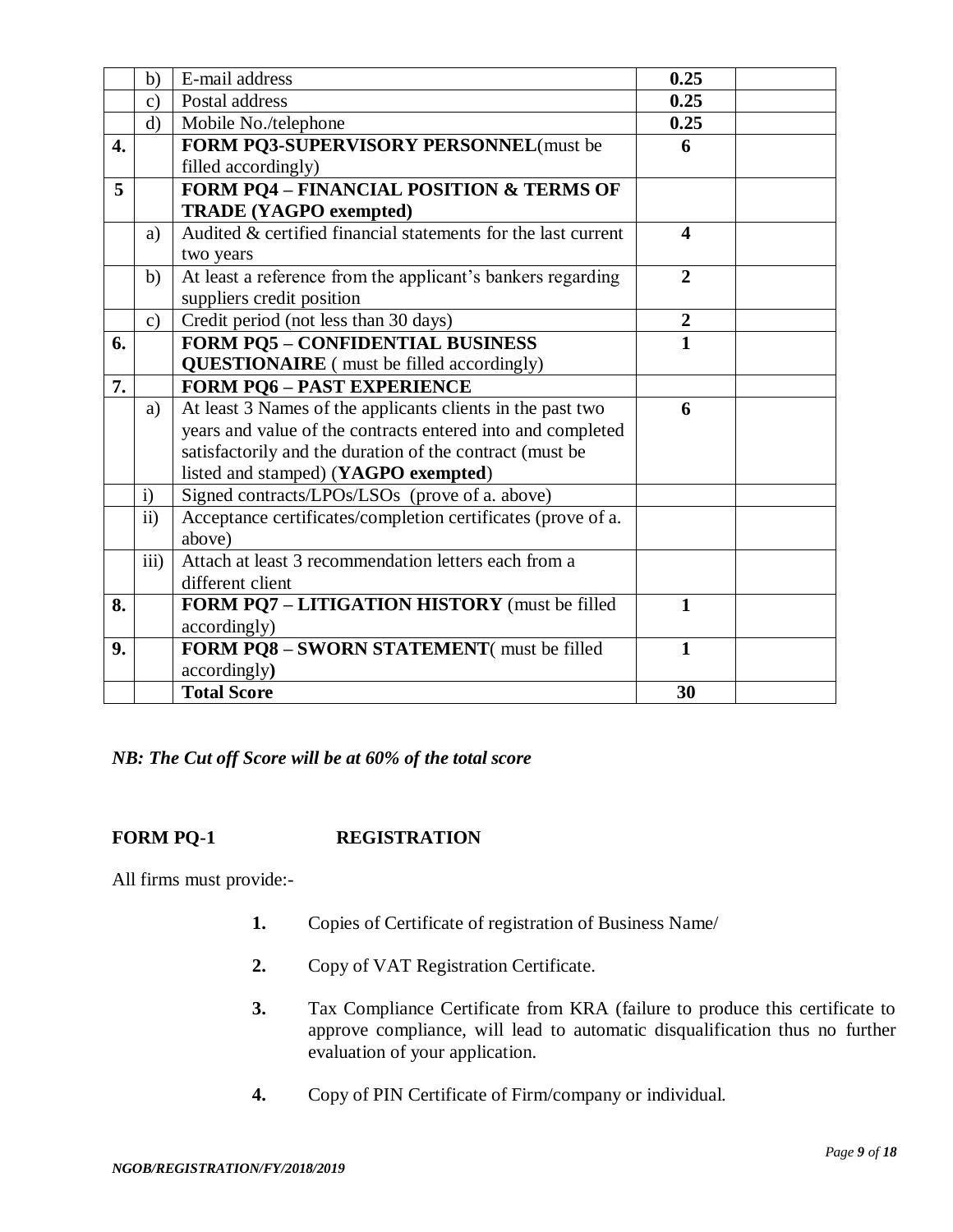| | | | | |
|---|---|---|---|---|
| | b) | E-mail address | **0.25** | |
| | c) | Postal address | **0.25** | |
| | d) | Mobile No./telephone | **0.25** | |
| **4.** | | **FORM PQ3-SUPERVISORY PERSONNEL**(must be filled accordingly) | **6** | |
| **5** | | **FORM PQ4 – FINANCIAL POSITION & TERMS OF TRADE (YAGPO exempted)** | | |
| | a) | Audited & certified financial statements for the last current two years | **4** | |
| | b) | At least a reference from the applicant's bankers regarding suppliers credit position | **2** | |
| | c) | Credit period (not less than 30 days) | **2** | |
| **6.** | | **FORM PQ5 – CONFIDENTIAL BUSINESS QUESTIONAIRE** ( must be filled accordingly) | **1** | |
| **7.** | | **FORM PQ6 – PAST EXPERIENCE** | | |
| | a) | At least 3 Names of the applicants clients in the past two years and value of the contracts entered into and completed satisfactorily and the duration of the contract (must be listed and stamped) (**YAGPO exempted**) | **6** | |
| | i) | Signed contracts/LPOs/LSOs (prove of a. above) | | |
| | ii) | Acceptance certificates/completion certificates (prove of a. above) | | |
| | iii) | Attach at least 3 recommendation letters each from a different client | | |
| **8.** | | **FORM PQ7 – LITIGATION HISTORY** (must be filled accordingly) | **1** | |
| **9.** | | **FORM PQ8 – SWORN STATEMENT**( must be filled accordingly**)** | **1** | |
| | | **Total Score** | **30** | |

***NB: The Cut off Score will be at 60% of the total score***

**FORM PQ-1 REGISTRATION**

All firms must provide:-

1. Copies of Certificate of registration of Business Name/
2. Copy of VAT Registration Certificate.
3. Tax Compliance Certificate from KRA (failure to produce this certificate to approve compliance, will lead to automatic disqualification thus no further evaluation of your application.
4. Copy of PIN Certificate of Firm/company or individual.

***NGOB/REGISTRATION/FY/2018/2019***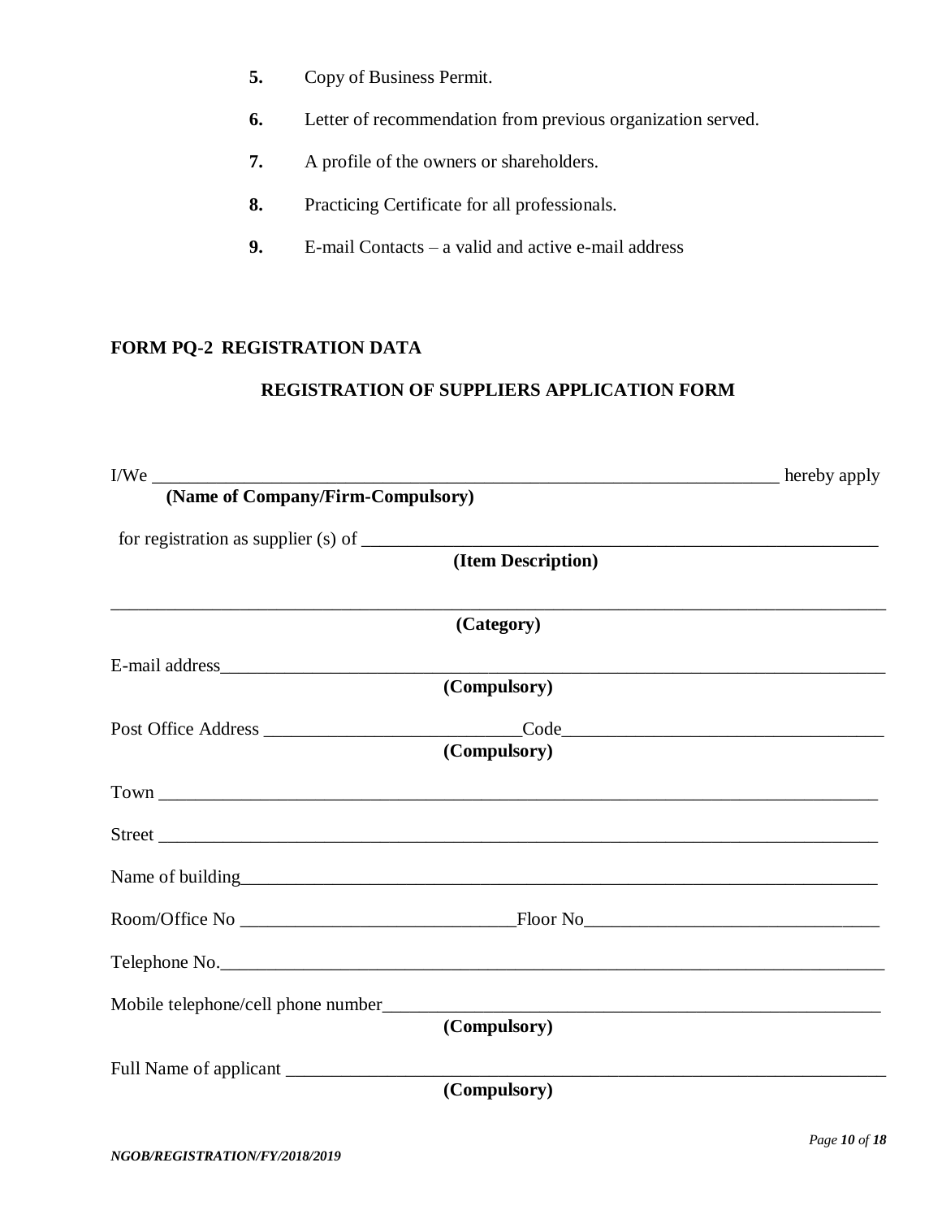5. Copy of Business Permit.
6. Letter of recommendation from previous organization served.
7. A profile of the owners or shareholders.
8. Practicing Certificate for all professionals.
9. E-mail Contacts – a valid and active e-mail address

**FORM PQ-2 REGISTRATION DATA**

**REGISTRATION OF SUPPLIERS APPLICATION FORM**

I/We \_\_\_\_\_\_\_\_\_\_\_\_\_\_\_\_\_\_\_\_\_\_\_\_\_\_\_\_\_\_\_\_\_\_\_\_\_\_\_\_\_\_\_\_\_\_\_\_\_\_\_\_\_\_\_\_\_\_\_\_\_\_\_\_\_\_\_\_\_\_ hereby apply
**(Name of Company/Firm-Compulsory)**

for registration as supplier (s) of \_\_\_\_\_\_\_\_\_\_\_\_\_\_\_\_\_\_\_\_\_\_\_\_\_\_\_\_\_\_\_\_\_\_\_\_\_\_\_\_\_\_\_\_\_\_\_\_\_\_\_\_\_\_\_\_\_\_\_\_
**(Item Description)**

\_\_\_\_\_\_\_\_\_\_\_\_\_\_\_\_\_\_\_\_\_\_\_\_\_\_\_\_\_\_\_\_\_\_\_\_\_\_\_\_\_\_\_\_\_\_\_\_\_\_\_\_\_\_\_\_\_\_\_\_\_\_\_\_\_\_\_\_\_\_\_\_\_\_\_\_\_\_\_\_\_\_\_\_\_\_\_\_
**(Category)**

E-mail address\_\_\_\_\_\_\_\_\_\_\_\_\_\_\_\_\_\_\_\_\_\_\_\_\_\_\_\_\_\_\_\_\_\_\_\_\_\_\_\_\_\_\_\_\_\_\_\_\_\_\_\_\_\_\_\_\_\_\_\_\_\_\_\_\_\_\_\_\_\_\_\_\_\_\_\_
**(Compulsory)**

Post Office Address \_\_\_\_\_\_\_\_\_\_\_\_\_\_\_\_\_\_\_\_\_\_\_\_\_\_\_\_\_\_Code\_\_\_\_\_\_\_\_\_\_\_\_\_\_\_\_\_\_\_\_\_\_\_\_\_\_\_\_\_\_\_\_\_\_\_\_\_\_
**(Compulsory)**

Town \_\_\_\_\_\_\_\_\_\_\_\_\_\_\_\_\_\_\_\_\_\_\_\_\_\_\_\_\_\_\_\_\_\_\_\_\_\_\_\_\_\_\_\_\_\_\_\_\_\_\_\_\_\_\_\_\_\_\_\_\_\_\_\_\_\_\_\_\_\_\_\_\_\_\_\_\_\_\_\_

Street \_\_\_\_\_\_\_\_\_\_\_\_\_\_\_\_\_\_\_\_\_\_\_\_\_\_\_\_\_\_\_\_\_\_\_\_\_\_\_\_\_\_\_\_\_\_\_\_\_\_\_\_\_\_\_\_\_\_\_\_\_\_\_\_\_\_\_\_\_\_\_\_\_\_\_\_\_\_\_\_

Name of building\_\_\_\_\_\_\_\_\_\_\_\_\_\_\_\_\_\_\_\_\_\_\_\_\_\_\_\_\_\_\_\_\_\_\_\_\_\_\_\_\_\_\_\_\_\_\_\_\_\_\_\_\_\_\_\_\_\_\_\_\_\_\_\_\_\_\_\_\_\_\_\_\_\_

Room/Office No \_\_\_\_\_\_\_\_\_\_\_\_\_\_\_\_\_\_\_\_\_\_\_\_\_\_\_\_\_\_\_\_Floor No\_\_\_\_\_\_\_\_\_\_\_\_\_\_\_\_\_\_\_\_\_\_\_\_\_\_\_\_\_\_\_\_\_\_

Telephone No.\_\_\_\_\_\_\_\_\_\_\_\_\_\_\_\_\_\_\_\_\_\_\_\_\_\_\_\_\_\_\_\_\_\_\_\_\_\_\_\_\_\_\_\_\_\_\_\_\_\_\_\_\_\_\_\_\_\_\_\_\_\_\_\_\_\_\_\_\_\_\_\_\_\_\_\_\_

Mobile telephone/cell phone number\_\_\_\_\_\_\_\_\_\_\_\_\_\_\_\_\_\_\_\_\_\_\_\_\_\_\_\_\_\_\_\_\_\_\_\_\_\_\_\_\_\_\_\_\_\_\_\_\_\_\_\_\_\_\_\_\_\_\_
**(Compulsory)**

Full Name of applicant \_\_\_\_\_\_\_\_\_\_\_\_\_\_\_\_\_\_\_\_\_\_\_\_\_\_\_\_\_\_\_\_\_\_\_\_\_\_\_\_\_\_\_\_\_\_\_\_\_\_\_\_\_\_\_\_\_\_\_\_\_\_\_\_\_\_\_\_
**(Compulsory)**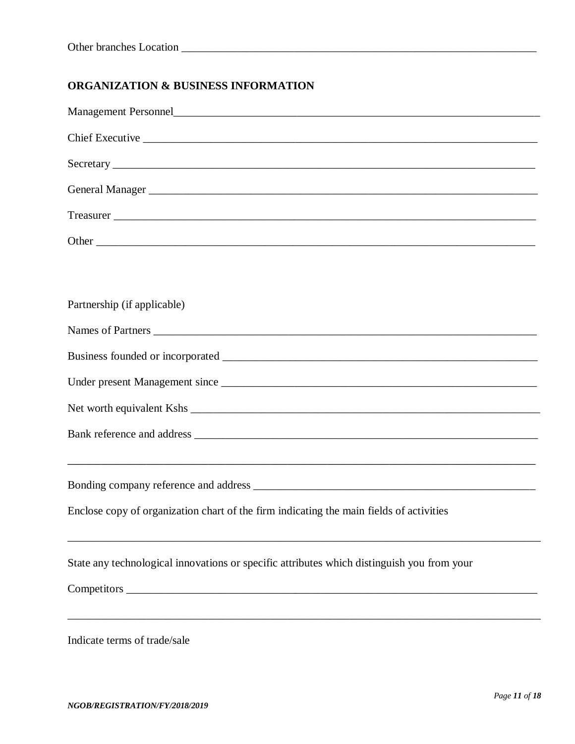Other branches Location ___________________________________________________________________

## ORGANIZATION & BUSINESS INFORMATION

Management Personnel_____________________________________________________________________

Chief Executive __________________________________________________________________________

Secretary _______________________________________________________________________________

General Manager _________________________________________________________________________

Treasurer _______________________________________________________________________________

Other __________________________________________________________________________________

Partnership (if applicable)

Names of Partners ________________________________________________________________________

Business founded or incorporated ___________________________________________________________

Under present Management since ____________________________________________________________

Net worth equivalent Kshs __________________________________________________________________

Bank reference and address _________________________________________________________________

_______________________________________________________________________________________

Bonding company reference and address ______________________________________________________

Enclose copy of organization chart of the firm indicating the main fields of activities

_______________________________________________________________________________________

State any technological innovations or specific attributes which distinguish you from your

Competitors _____________________________________________________________________________

_______________________________________________________________________________________

Indicate terms of trade/sale

NGOB/REGISTRATION/FY/2018/2019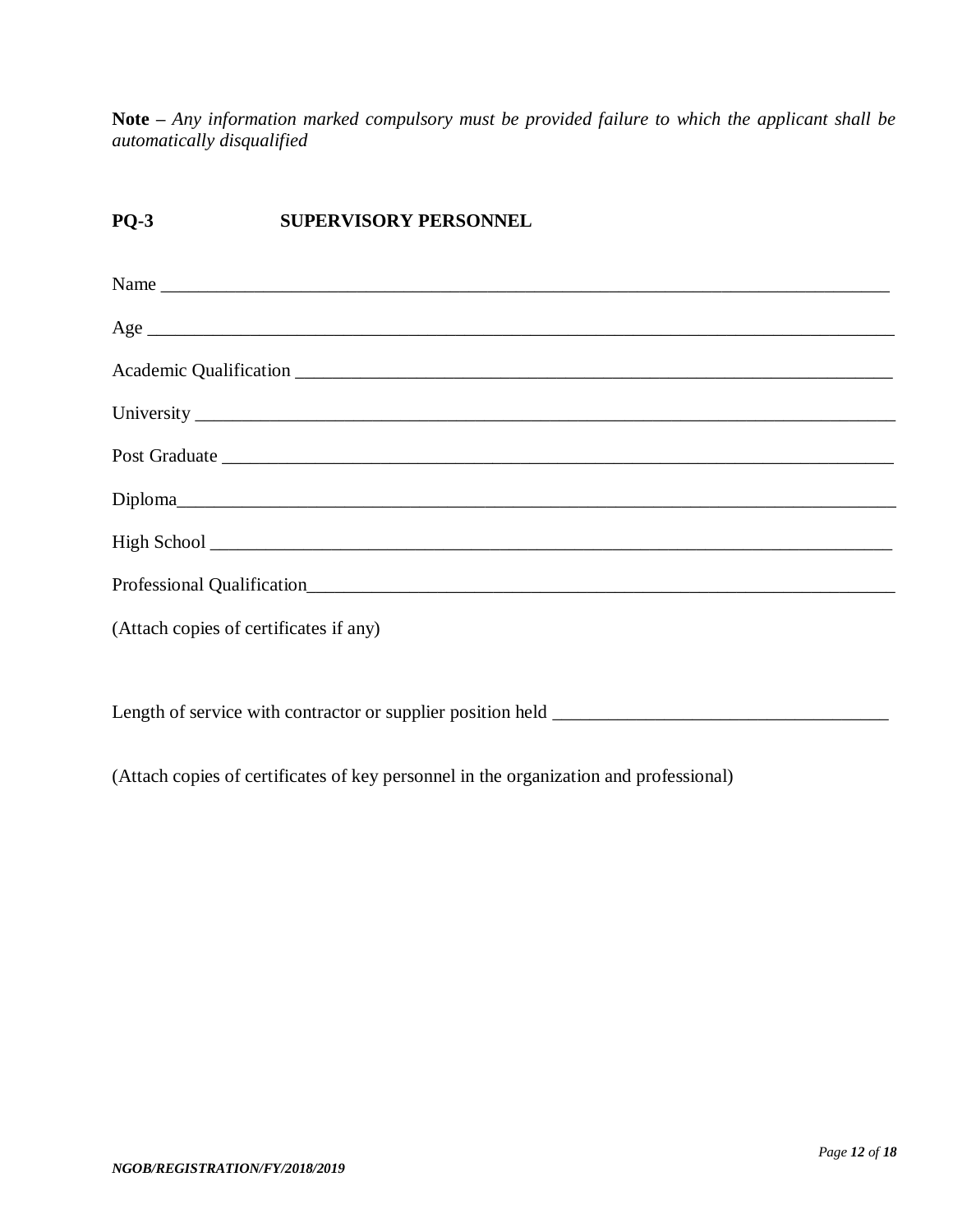**Note –** *Any information marked compulsory must be provided failure to which the applicant shall be automatically disqualified*

## PQ-3 SUPERVISORY PERSONNEL

Name ___________________________________________________________________________

Age ____________________________________________________________________________

Academic Qualification ___________________________________________________________

University ______________________________________________________________________

Post Graduate ___________________________________________________________________

Diploma_________________________________________________________________________

High School _____________________________________________________________________

Professional Qualification__________________________________________________________

(Attach copies of certificates if any)

Length of service with contractor or supplier position held ___________________________________

(Attach copies of certificates of key personnel in the organization and professional)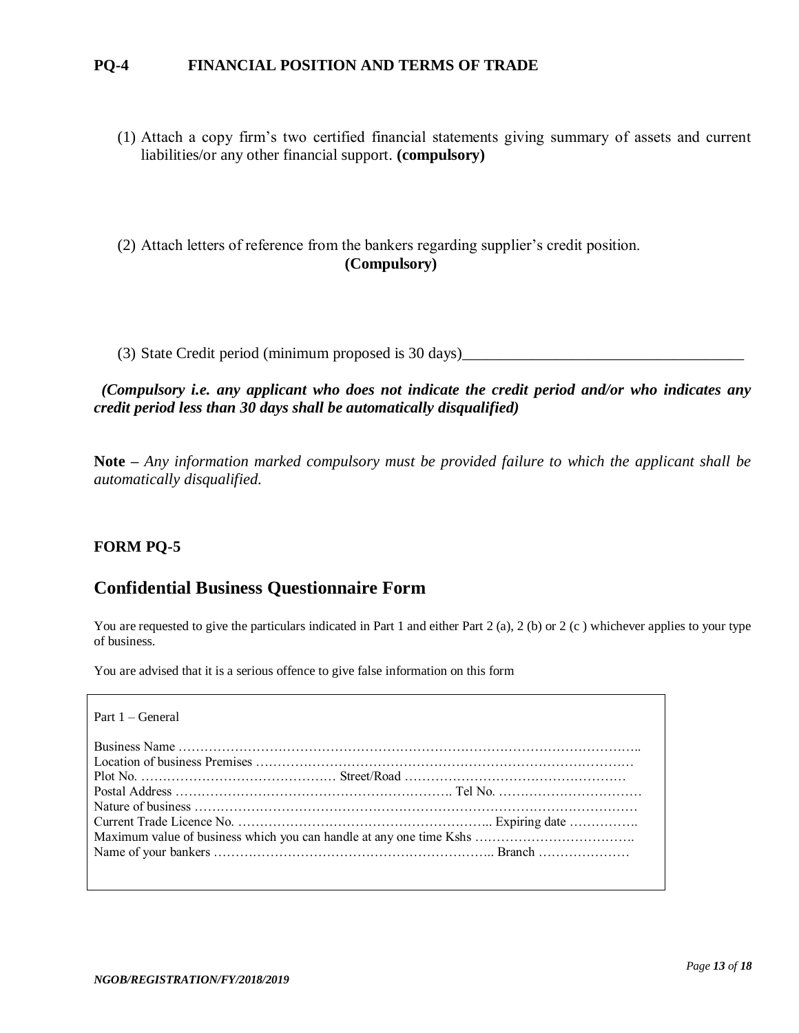## PQ-4 FINANCIAL POSITION AND TERMS OF TRADE

(1) Attach a copy firm's two certified financial statements giving summary of assets and current liabilities/or any other financial support. **(compulsory)**

(2) Attach letters of reference from the bankers regarding supplier's credit position. **(Compulsory)**

(3) State Credit period (minimum proposed is 30 days)\_\_\_\_\_\_\_\_\_\_\_\_\_\_\_\_\_\_\_\_\_\_\_\_\_\_\_\_\_\_\_\_\_\_\_\_

***(Compulsory i.e. any applicant who does not indicate the credit period and/or who indicates any credit period less than 30 days shall be automatically disqualified)***

**Note –** *Any information marked compulsory must be provided failure to which the applicant shall be automatically disqualified.*

## FORM PQ-5

## Confidential Business Questionnaire Form

You are requested to give the particulars indicated in Part 1 and either Part 2 (a), 2 (b) or 2 (c ) whichever applies to your type of business.

You are advised that it is a serious offence to give false information on this form

Part 1 – General

Business Name ……………………………………………………………………………………………..
Location of business Premises ………………………………………………………………………….…
Plot No. ………………………………………… Street/Road ……………………………………………
Postal Address ……………………………………………………….. Tel No. ……………………………
Nature of business ……………………………………………………………………………………………
Current Trade Licence No. ………………………………………………….. Expiring date …………….
Maximum value of business which you can handle at any one time Kshs ……………………………….
Name of your bankers ……………………………………………………….. Branch …………………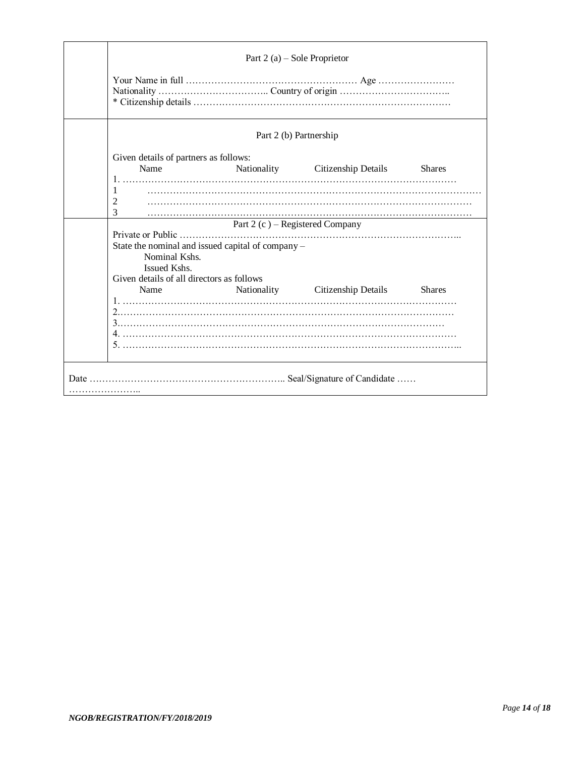Part 2 (a) – Sole Proprietor

Your Name in full ……………………………………………… Age ……………………
Nationality …………………………….. Country of origin ……………………………..
* Citizenship details ………………………………………………………………………

Part 2 (b) Partnership

Given details of partners as follows:

| Name | Nationality | Citizenship Details | Shares |
|---|---|---|---|
| 1. ……………………………………… | | | |
| 1 ……………………………………… | | | |
| 2 ……………………………………… | | | |
| 3 ……………………………………… | | | |

Part 2 (c ) – Registered Company

Private or Public ……………………………………………………………………………..
State the nominal and issued capital of company –
Nominal Kshs.
Issued Kshs.
Given details of all directors as follows

| Name | Nationality | Citizenship Details | Shares |
|---|---|---|---|
| 1. ……………………………………… | | | |
| 2.……………………………………… | | | |
| 3.……………………………………… | | | |
| 4. ……………………………………… | | | |
| 5. ……………………………………… | | | |

Date …………………………………………………….. Seal/Signature of Candidate …… …………………..

*NGOB/REGISTRATION/FY/2018/2019*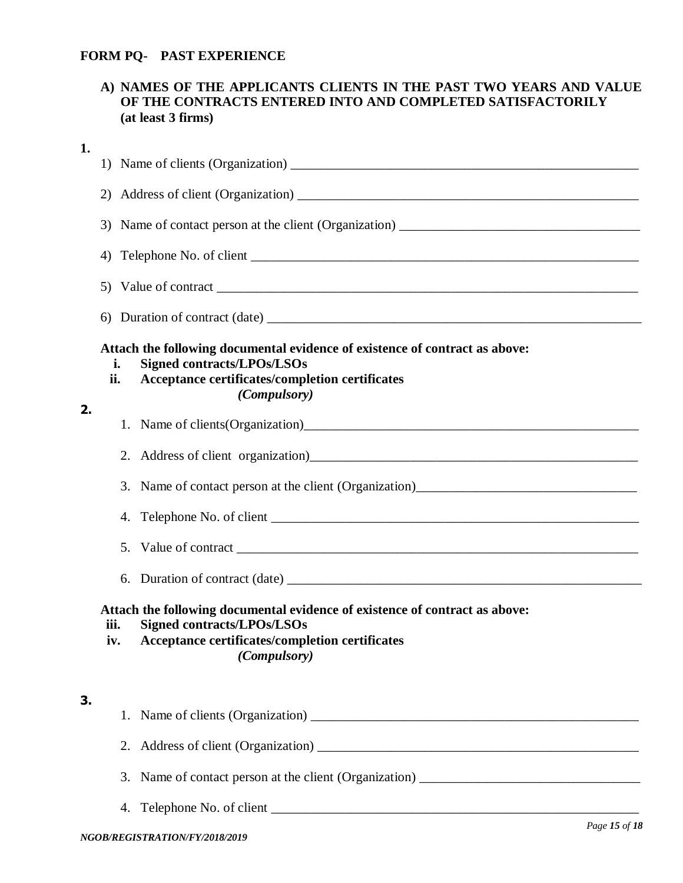**FORM PQ- PAST EXPERIENCE**

**A) NAMES OF THE APPLICANTS CLIENTS IN THE PAST TWO YEARS AND VALUE OF THE CONTRACTS ENTERED INTO AND COMPLETED SATISFACTORILY (at least 3 firms)**

**1.**

1) Name of clients (Organization) ____________________________________________________

2) Address of client (Organization) ___________________________________________________

3) Name of contact person at the client (Organization) __________________________________

4) Telephone No. of client _________________________________________________________

5) Value of contract ______________________________________________________________

6) Duration of contract (date) _______________________________________________________

**Attach the following documental evidence of existence of contract as above:**

i. **Signed contracts/LPOs/LSOs**
ii. **Acceptance certificates/completion certificates**

***(Compulsory)***

**2.**

1. Name of clients(Organization)____________________________________________________
2. Address of client organization)___________________________________________________
3. Name of contact person at the client (Organization)________________________________
4. Telephone No. of client ________________________________________________________
5. Value of contract _____________________________________________________________
6. Duration of contract (date) _____________________________________________________

**Attach the following documental evidence of existence of contract as above:**

iii. **Signed contracts/LPOs/LSOs**
iv. **Acceptance certificates/completion certificates**

***(Compulsory)***

**3.**

1. Name of clients (Organization) __________________________________________________
2. Address of client (Organization) _________________________________________________
3. Name of contact person at the client (Organization) ________________________________
4. Telephone No. of client ________________________________________________________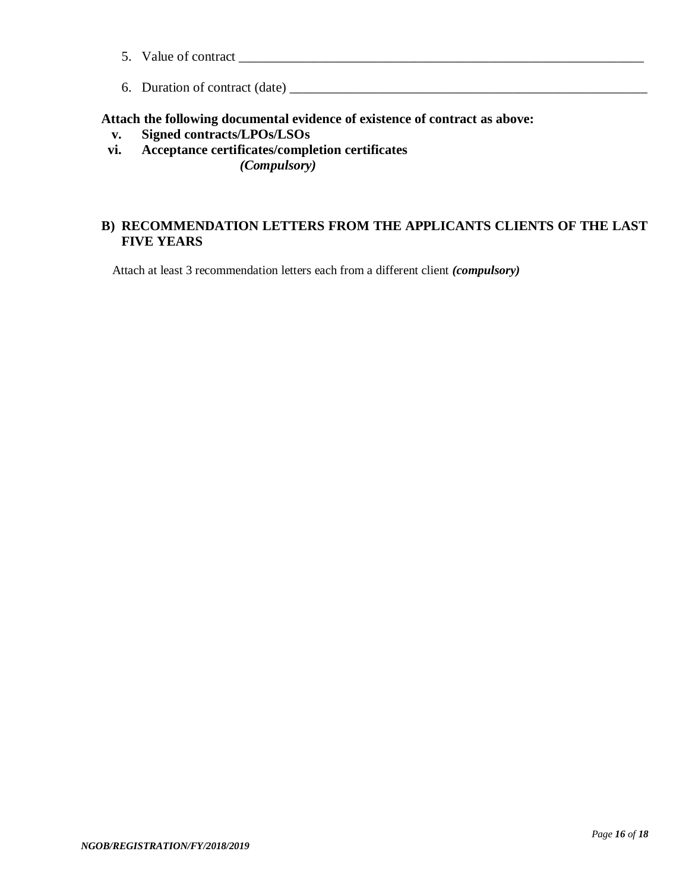5. Value of contract _______________________________________________________________

6. Duration of contract (date) _______________________________________________________

**Attach the following documental evidence of existence of contract as above:**

- **v. Signed contracts/LPOs/LSOs**
- **vi. Acceptance certificates/completion certificates**

***(Compulsory)***

**B) RECOMMENDATION LETTERS FROM THE APPLICANTS CLIENTS OF THE LAST FIVE YEARS**

Attach at least 3 recommendation letters each from a different client ***(compulsory)***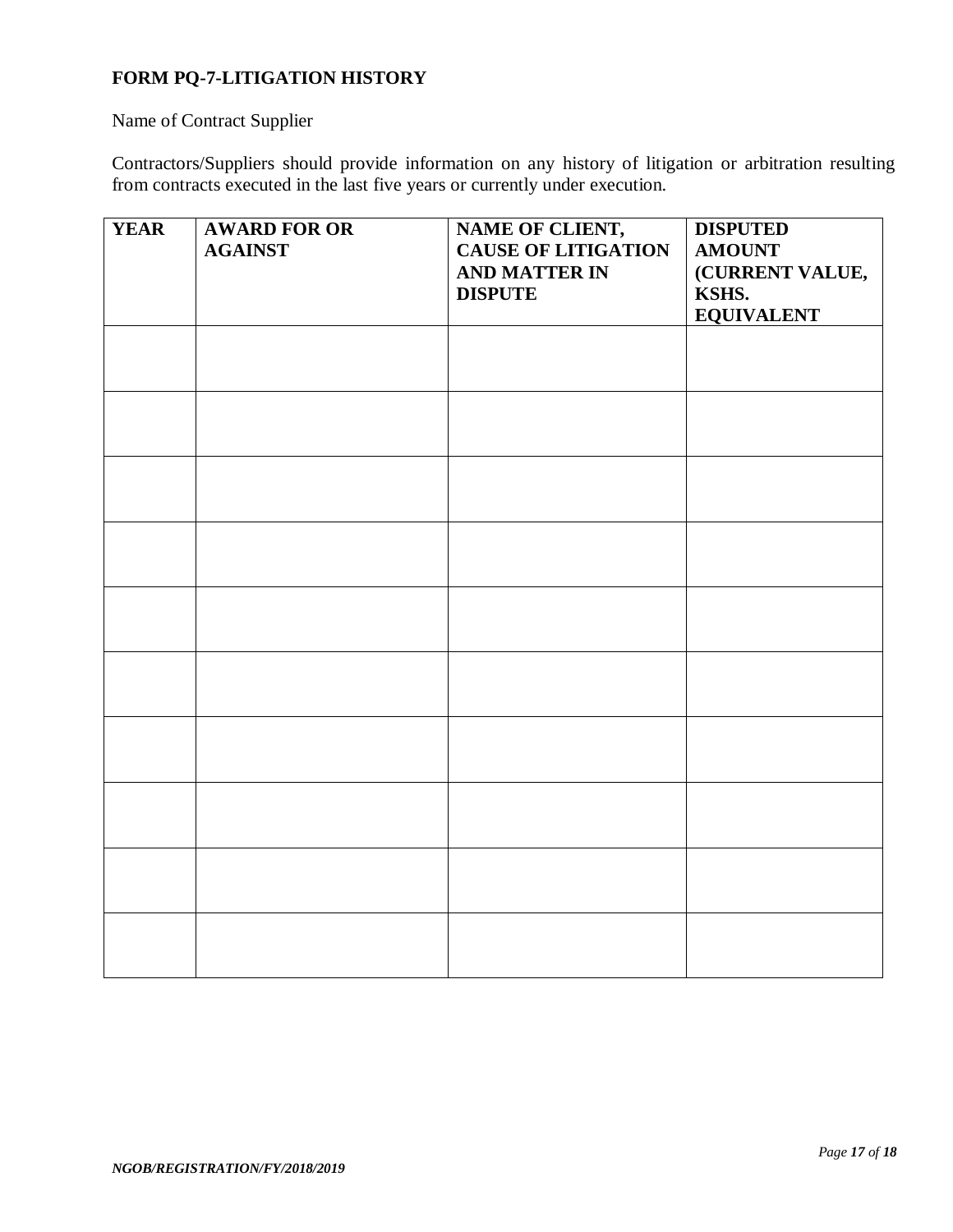**FORM PQ-7-LITIGATION HISTORY**

Name of Contract Supplier

Contractors/Suppliers should provide information on any history of litigation or arbitration resulting from contracts executed in the last five years or currently under execution.

| YEAR | AWARD FOR OR AGAINST | NAME OF CLIENT, CAUSE OF LITIGATION AND MATTER IN DISPUTE | DISPUTED AMOUNT (CURRENT VALUE, KSHS. EQUIVALENT |
|---|---|---|---|
| | | | |
| | | | |
| | | | |
| | | | |
| | | | |
| | | | |
| | | | |
| | | | |
| | | | |
| | | | |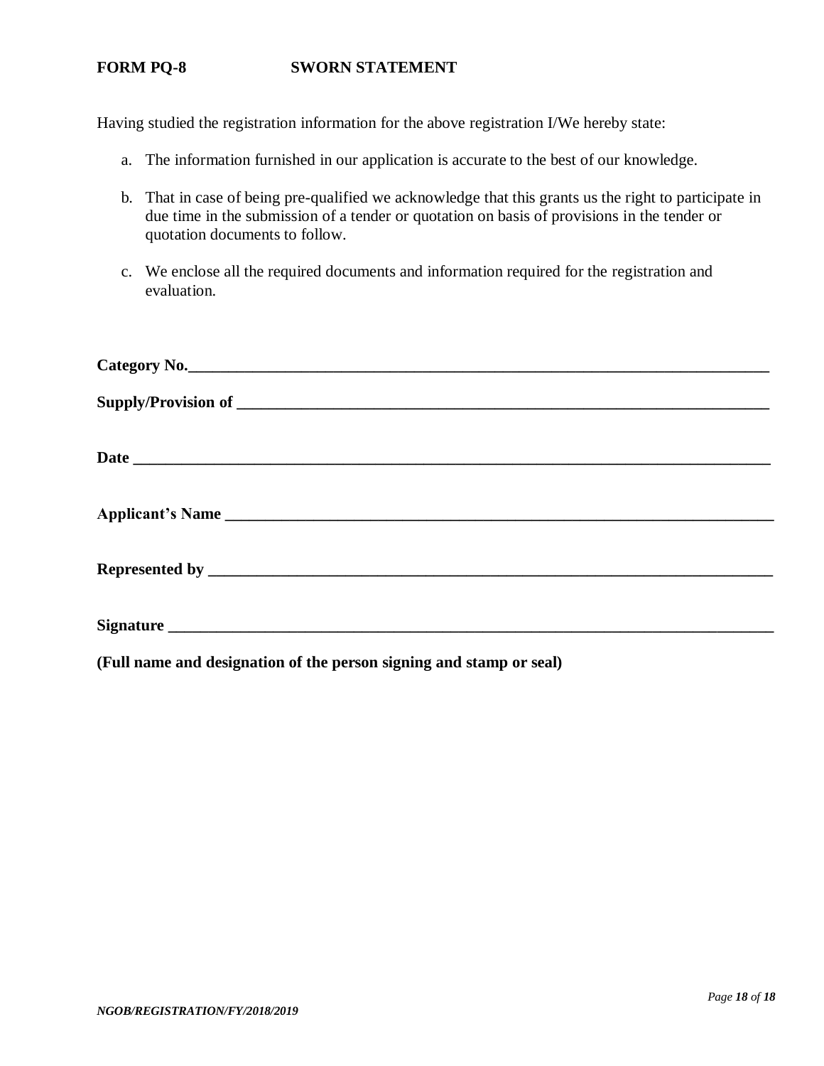**FORM PQ-8 SWORN STATEMENT**

Having studied the registration information for the above registration I/We hereby state:

a. The information furnished in our application is accurate to the best of our knowledge.

b. That in case of being pre-qualified we acknowledge that this grants us the right to participate in due time in the submission of a tender or quotation on basis of provisions in the tender or quotation documents to follow.

c. We enclose all the required documents and information required for the registration and evaluation.

**Category No.\_\_\_\_\_\_\_\_\_\_\_\_\_\_\_\_\_\_\_\_\_\_\_\_\_\_\_\_\_\_\_\_\_\_\_\_\_\_\_\_\_\_\_\_\_\_\_\_\_\_\_\_\_\_\_\_\_\_\_\_\_\_\_\_\_\_\_\_**

**Supply/Provision of \_\_\_\_\_\_\_\_\_\_\_\_\_\_\_\_\_\_\_\_\_\_\_\_\_\_\_\_\_\_\_\_\_\_\_\_\_\_\_\_\_\_\_\_\_\_\_\_\_\_\_\_\_\_\_\_\_\_\_\_\_\_\_\_\_**

**Date \_\_\_\_\_\_\_\_\_\_\_\_\_\_\_\_\_\_\_\_\_\_\_\_\_\_\_\_\_\_\_\_\_\_\_\_\_\_\_\_\_\_\_\_\_\_\_\_\_\_\_\_\_\_\_\_\_\_\_\_\_\_\_\_\_\_\_\_\_\_\_\_\_\_\_\_\_**

**Applicant's Name \_\_\_\_\_\_\_\_\_\_\_\_\_\_\_\_\_\_\_\_\_\_\_\_\_\_\_\_\_\_\_\_\_\_\_\_\_\_\_\_\_\_\_\_\_\_\_\_\_\_\_\_\_\_\_\_\_\_\_\_\_\_\_\_\_\_**

**Represented by \_\_\_\_\_\_\_\_\_\_\_\_\_\_\_\_\_\_\_\_\_\_\_\_\_\_\_\_\_\_\_\_\_\_\_\_\_\_\_\_\_\_\_\_\_\_\_\_\_\_\_\_\_\_\_\_\_\_\_\_\_\_\_\_\_\_\_\_**

**Signature \_\_\_\_\_\_\_\_\_\_\_\_\_\_\_\_\_\_\_\_\_\_\_\_\_\_\_\_\_\_\_\_\_\_\_\_\_\_\_\_\_\_\_\_\_\_\_\_\_\_\_\_\_\_\_\_\_\_\_\_\_\_\_\_\_\_\_\_\_\_\_\_\_\_**

**(Full name and designation of the person signing and stamp or seal)**